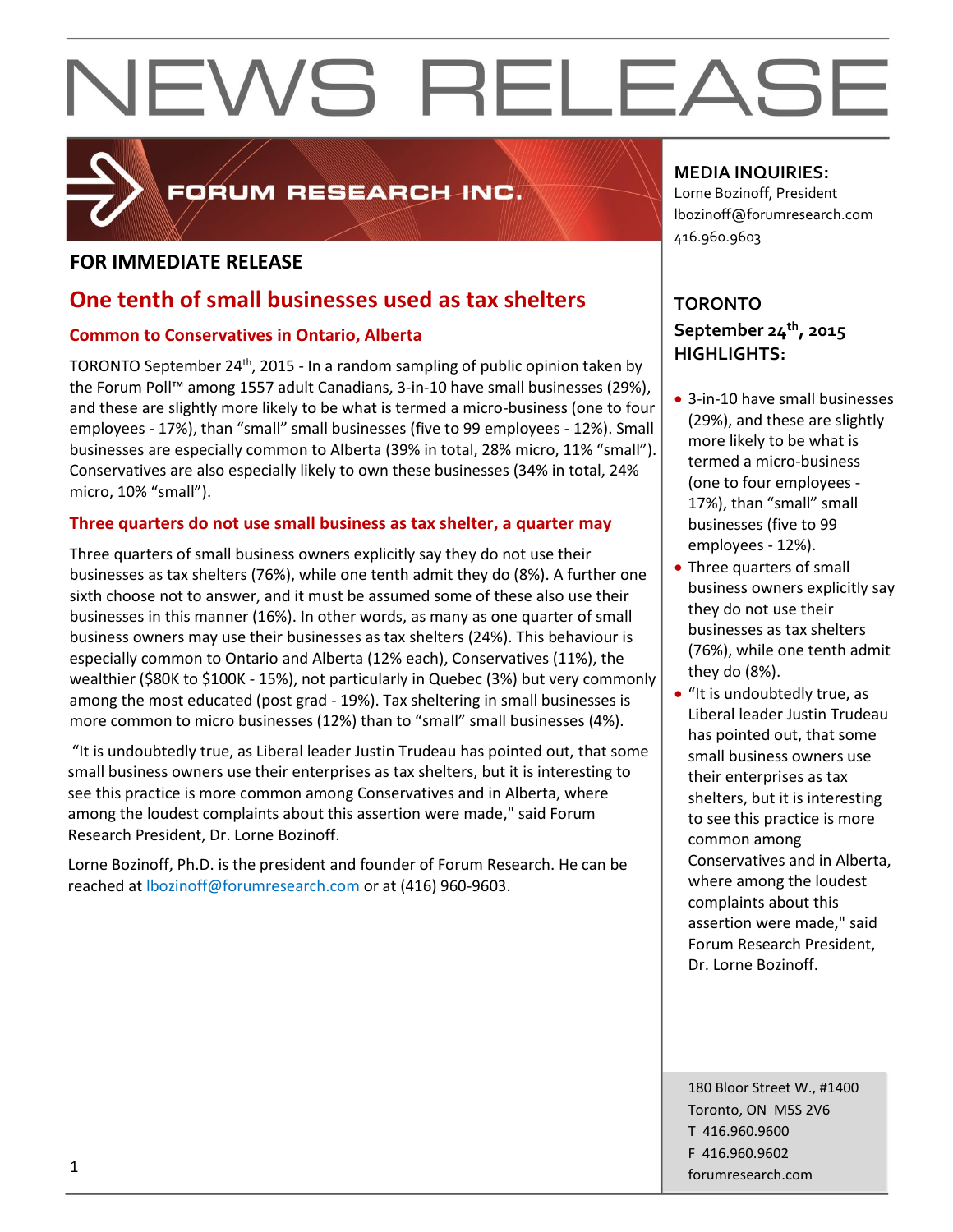# NEWS RELEASE

FORUM RESEARCH INC.

**FOR IMMEDIATE RELEASE**

## One tenth of small businesses used as tax shelters

### Common to Conservatives in Ontario, Alberta

TORONTO September 24th, 2015 - In a random sampling of public opinion taken by the Forum Poll™ among 1557 adult Canadians, 3-in-10 have small businesses (29%), and these are slightly more likely to be what is termed a micro-business (one to four employees - 17%), than "small" small businesses (five to 99 employees - 12%). Small businesses are especially common to Alberta (39% in total, 28% micro, 11% "small"). Conservatives are also especially likely to own these businesses (34% in total, 24% micro, 10% "small").

### Three quarters do not use small business as tax shelter, a quarter may

Three quarters of small business owners explicitly say they do not use their businesses as tax shelters (76%), while one tenth admit they do (8%). A further one sixth choose not to answer, and it must be assumed some of these also use their businesses in this manner (16%). In other words, as many as one quarter of small business owners may use their businesses as tax shelters (24%). This behaviour is especially common to Ontario and Alberta (12% each), Conservatives (11%), the wealthier ($80K to $100K - 15%), not particularly in Quebec (3%) but very commonly among the most educated (post grad - 19%). Tax sheltering in small businesses is more common to micro businesses (12%) than to "small" small businesses (4%).

"It is undoubtedly true, as Liberal leader Justin Trudeau has pointed out, that some small business owners use their enterprises as tax shelters, but it is interesting to see this practice is more common among Conservatives and in Alberta, where among the loudest complaints about this assertion were made," said Forum Research President, Dr. Lorne Bozinoff.

Lorne Bozinoff, Ph.D. is the president and founder of Forum Research. He can be reached at [lbozinoff@forumresearch.com](mailto:lbozinoff@forumresearch.com) or at (416) 960-9603.

**MEDIA INQUIRIES:**
Lorne Bozinoff, President
lbozinoff@forumresearch.com
416.960.9603

**TORONTO**
**September 24th, 2015**
**HIGHLIGHTS:**

- 3-in-10 have small businesses (29%), and these are slightly more likely to be what is termed a micro-business (one to four employees - 17%), than "small" small businesses (five to 99 employees - 12%).
- Three quarters of small business owners explicitly say they do not use their businesses as tax shelters (76%), while one tenth admit they do (8%).
- "It is undoubtedly true, as Liberal leader Justin Trudeau has pointed out, that some small business owners use their enterprises as tax shelters, but it is interesting to see this practice is more common among Conservatives and in Alberta, where among the loudest complaints about this assertion were made," said Forum Research President, Dr. Lorne Bozinoff.

180 Bloor Street W., #1400
Toronto, ON M5S 2V6
T 416.960.9600
F 416.960.9602
forumresearch.com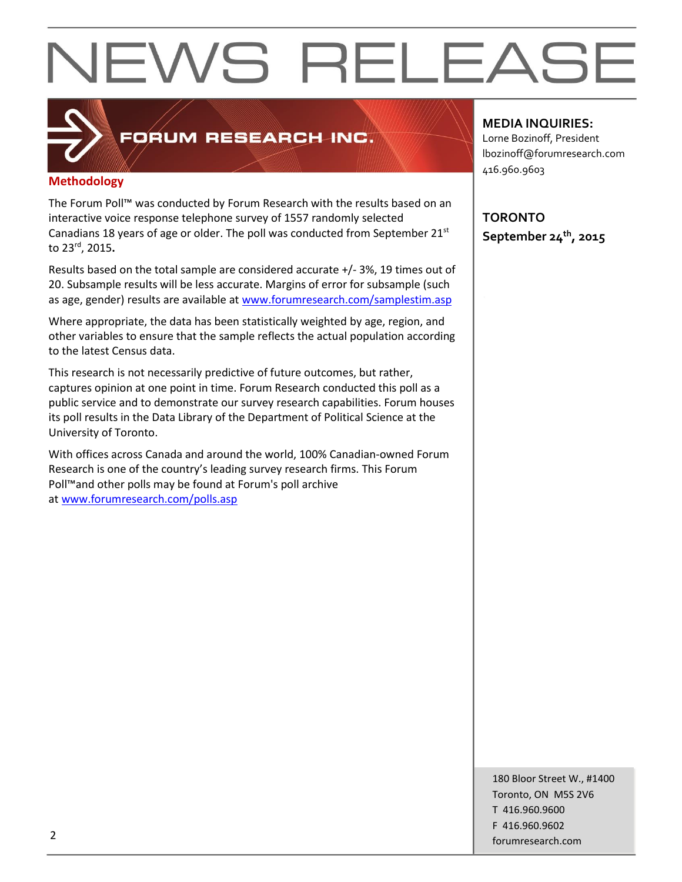# NEWS RELEASE

FORUM RESEARCH INC.

**MEDIA INQUIRIES:**
Lorne Bozinoff, President
lbozinoff@forumresearch.com
416.960.9603

**TORONTO**
**September 24th, 2015**

## Methodology

The Forum Poll™ was conducted by Forum Research with the results based on an interactive voice response telephone survey of 1557 randomly selected Canadians 18 years of age or older. The poll was conducted from September 21st to 23rd, 2015.

Results based on the total sample are considered accurate +/- 3%, 19 times out of 20. Subsample results will be less accurate. Margins of error for subsample (such as age, gender) results are available at www.forumresearch.com/samplestim.asp

Where appropriate, the data has been statistically weighted by age, region, and other variables to ensure that the sample reflects the actual population according to the latest Census data.

This research is not necessarily predictive of future outcomes, but rather, captures opinion at one point in time. Forum Research conducted this poll as a public service and to demonstrate our survey research capabilities. Forum houses its poll results in the Data Library of the Department of Political Science at the University of Toronto.

With offices across Canada and around the world, 100% Canadian-owned Forum Research is one of the country's leading survey research firms. This Forum Poll™and other polls may be found at Forum's poll archive at www.forumresearch.com/polls.asp

180 Bloor Street W., #1400
Toronto, ON M5S 2V6
T 416.960.9600
F 416.960.9602
forumresearch.com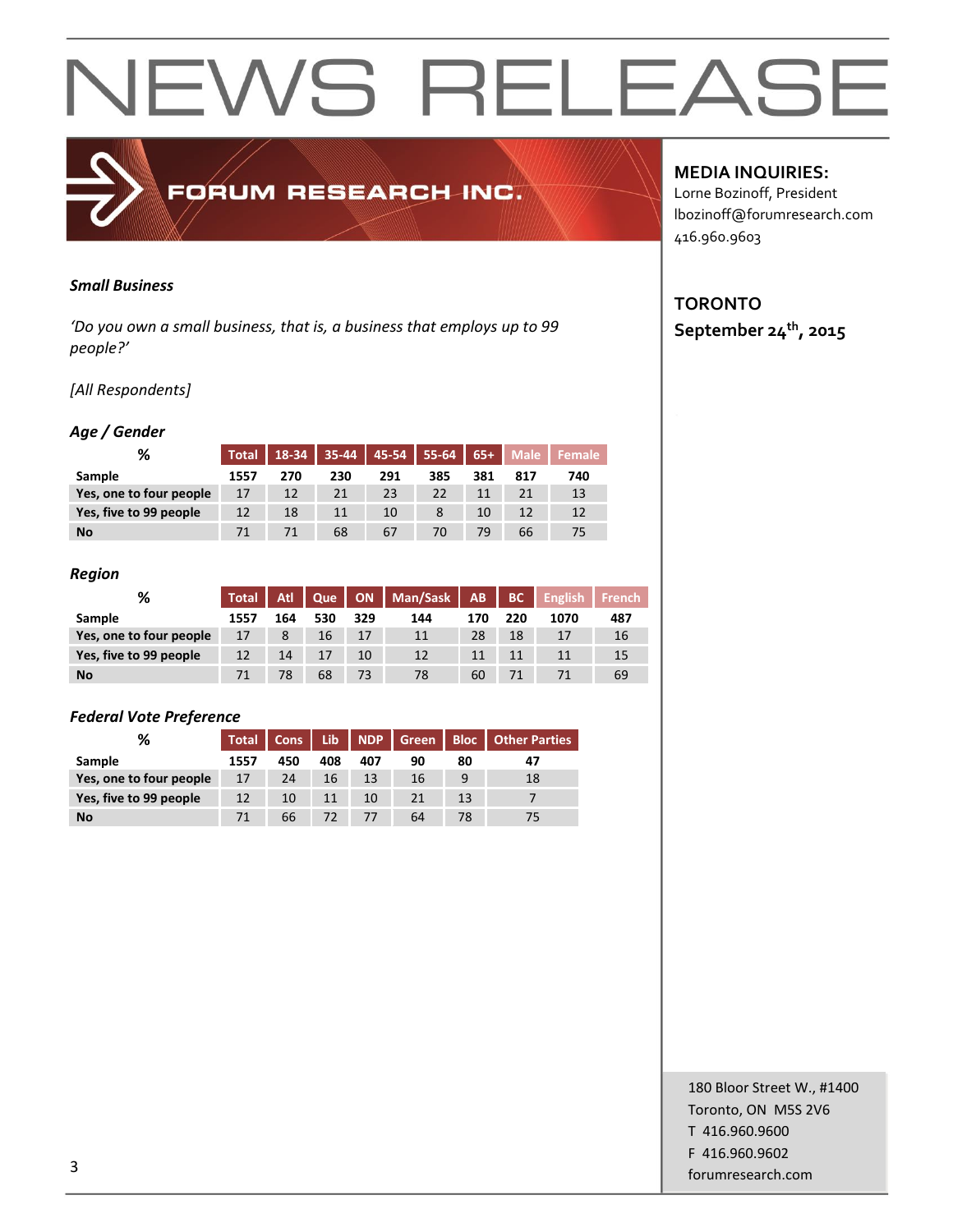# NEWS RELEASE

FORUM RESEARCH INC.

**MEDIA INQUIRIES:**
Lorne Bozinoff, President
lbozinoff@forumresearch.com
416.960.9603

**TORONTO**
**September 24th, 2015**

***Small Business***

*'Do you own a small business, that is, a business that employs up to 99 people?'*

*[All Respondents]*

***Age / Gender***

| % | Total | 18-34 | 35-44 | 45-54 | 55-64 | 65+ | Male | Female |
|---|---|---|---|---|---|---|---|---|
| **Sample** | **1557** | **270** | **230** | **291** | **385** | **381** | **817** | **740** |
| **Yes, one to four people** | 17 | 12 | 21 | 23 | 22 | 11 | 21 | 13 |
| **Yes, five to 99 people** | 12 | 18 | 11 | 10 | 8 | 10 | 12 | 12 |
| **No** | 71 | 71 | 68 | 67 | 70 | 79 | 66 | 75 |

***Region***

| % | Total | Atl | Que | ON | Man/Sask | AB | BC | English | French |
|---|---|---|---|---|---|---|---|---|---|
| **Sample** | **1557** | **164** | **530** | **329** | **144** | **170** | **220** | **1070** | **487** |
| **Yes, one to four people** | 17 | 8 | 16 | 17 | 11 | 28 | 18 | 17 | 16 |
| **Yes, five to 99 people** | 12 | 14 | 17 | 10 | 12 | 11 | 11 | 11 | 15 |
| **No** | 71 | 78 | 68 | 73 | 78 | 60 | 71 | 71 | 69 |

***Federal Vote Preference***

| % | Total | Cons | Lib | NDP | Green | Bloc | Other Parties |
|---|---|---|---|---|---|---|---|
| **Sample** | **1557** | **450** | **408** | **407** | **90** | **80** | **47** |
| **Yes, one to four people** | 17 | 24 | 16 | 13 | 16 | 9 | 18 |
| **Yes, five to 99 people** | 12 | 10 | 11 | 10 | 21 | 13 | 7 |
| **No** | 71 | 66 | 72 | 77 | 64 | 78 | 75 |

180 Bloor Street W., #1400
Toronto, ON M5S 2V6
T 416.960.9600
F 416.960.9602
forumresearch.com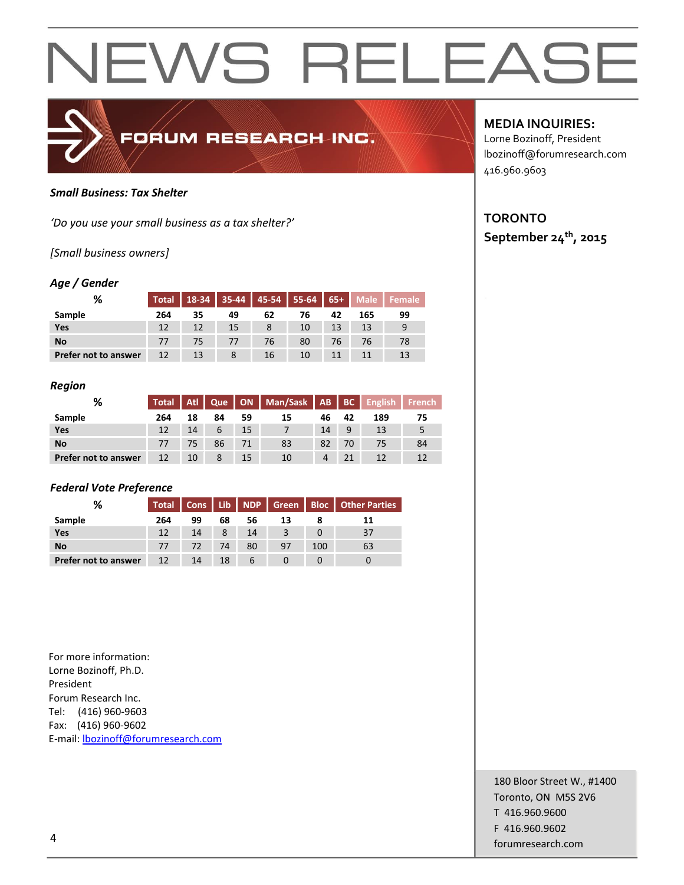# NEWS RELEASE

FORUM RESEARCH INC.

**MEDIA INQUIRIES:**
Lorne Bozinoff, President
lbozinoff@forumresearch.com
416.960.9603

**TORONTO**
**September 24th, 2015**

***Small Business: Tax Shelter***

*'Do you use your small business as a tax shelter?'*

*[Small business owners]*

### *Age / Gender*

| % | Total | 18-34 | 35-44 | 45-54 | 55-64 | 65+ | Male | Female |
|---|---|---|---|---|---|---|---|---|
| **Sample** | **264** | **35** | **49** | **62** | **76** | **42** | **165** | **99** |
| **Yes** | 12 | 12 | 15 | 8 | 10 | 13 | 13 | 9 |
| **No** | 77 | 75 | 77 | 76 | 80 | 76 | 76 | 78 |
| **Prefer not to answer** | 12 | 13 | 8 | 16 | 10 | 11 | 11 | 13 |

### *Region*

| % | Total | Atl | Que | ON | Man/Sask | AB | BC | English | French |
|---|---|---|---|---|---|---|---|---|---|
| **Sample** | **264** | **18** | **84** | **59** | **15** | **46** | **42** | **189** | **75** |
| **Yes** | 12 | 14 | 6 | 15 | 7 | 14 | 9 | 13 | 5 |
| **No** | 77 | 75 | 86 | 71 | 83 | 82 | 70 | 75 | 84 |
| **Prefer not to answer** | 12 | 10 | 8 | 15 | 10 | 4 | 21 | 12 | 12 |

### *Federal Vote Preference*

| % | Total | Cons | Lib | NDP | Green | Bloc | Other Parties |
|---|---|---|---|---|---|---|---|
| **Sample** | **264** | **99** | **68** | **56** | **13** | **8** | **11** |
| **Yes** | 12 | 14 | 8 | 14 | 3 | 0 | 37 |
| **No** | 77 | 72 | 74 | 80 | 97 | 100 | 63 |
| **Prefer not to answer** | 12 | 14 | 18 | 6 | 0 | 0 | 0 |

For more information:
Lorne Bozinoff, Ph.D.
President
Forum Research Inc.
Tel: (416) 960-9603
Fax: (416) 960-9602
E-mail: lbozinoff@forumresearch.com

180 Bloor Street W., #1400
Toronto, ON M5S 2V6
T 416.960.9600
F 416.960.9602
forumresearch.com